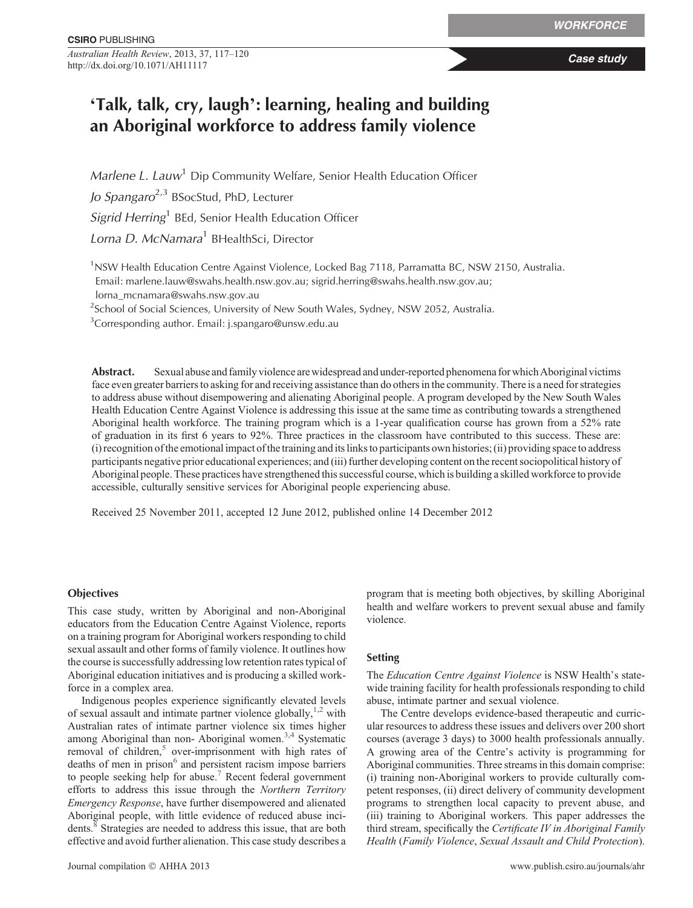WORKFORCE

*Case study*

# 'Talk, talk, cry, laugh': learning, healing and building an Aboriginal workforce to address family violence

*Marlene L. Lauw*[1] Dip Community Welfare, Senior Health Education Officer

*Jo Spangaro*[2,3] BSocStud, PhD, Lecturer

*Sigrid Herring*[1] BEd, Senior Health Education Officer

*Lorna D. McNamara*[1] BHealthSci, Director

[1]NSW Health Education Centre Against Violence, Locked Bag 7118, Parramatta BC, NSW 2150, Australia. Email: marlene.lauw@swahs.health.nsw.gov.au; sigrid.herring@swahs.health.nsw.gov.au; lorna_mcnamara@swahs.nsw.gov.au

[2]School of Social Sciences, University of New South Wales, Sydney, NSW 2052, Australia.

[3]Corresponding author. Email: j.spangaro@unsw.edu.au

**Abstract.** Sexual abuse and family violence are widespread and under-reported phenomena for which Aboriginal victims face even greater barriers to asking for and receiving assistance than do others in the community. There is a need for strategies to address abuse without disempowering and alienating Aboriginal people. A program developed by the New South Wales Health Education Centre Against Violence is addressing this issue at the same time as contributing towards a strengthened Aboriginal health workforce. The training program which is a 1-year qualification course has grown from a 52% rate of graduation in its first 6 years to 92%. Three practices in the classroom have contributed to this success. These are: (i) recognition of the emotional impact of the training and its links to participants own histories; (ii) providing space to address participants negative prior educational experiences; and (iii) further developing content on the recent sociopolitical history of Aboriginal people. These practices have strengthened this successful course, which is building a skilled workforce to provide accessible, culturally sensitive services for Aboriginal people experiencing abuse.

Received 25 November 2011, accepted 12 June 2012, published online 14 December 2012

## Objectives

This case study, written by Aboriginal and non-Aboriginal educators from the Education Centre Against Violence, reports on a training program for Aboriginal workers responding to child sexual assault and other forms of family violence. It outlines how the course is successfully addressing low retention rates typical of Aboriginal education initiatives and is producing a skilled workforce in a complex area.

Indigenous peoples experience significantly elevated levels of sexual assault and intimate partner violence globally,[1,2] with Australian rates of intimate partner violence six times higher among Aboriginal than non- Aboriginal women.[3,4] Systematic removal of children,[5] over-imprisonment with high rates of deaths of men in prison[6] and persistent racism impose barriers to people seeking help for abuse.[7] Recent federal government efforts to address this issue through the *Northern Territory Emergency Response*, have further disempowered and alienated Aboriginal people, with little evidence of reduced abuse incidents.[8] Strategies are needed to address this issue, that are both effective and avoid further alienation. This case study describes a program that is meeting both objectives, by skilling Aboriginal health and welfare workers to prevent sexual abuse and family violence.

## Setting

The *Education Centre Against Violence* is NSW Health's statewide training facility for health professionals responding to child abuse, intimate partner and sexual violence.

The Centre develops evidence-based therapeutic and curricular resources to address these issues and delivers over 200 short courses (average 3 days) to 3000 health professionals annually. A growing area of the Centre's activity is programming for Aboriginal communities. Three streams in this domain comprise: (i) training non-Aboriginal workers to provide culturally competent responses, (ii) direct delivery of community development programs to strengthen local capacity to prevent abuse, and (iii) training to Aboriginal workers. This paper addresses the third stream, specifically the *Certificate IV in Aboriginal Family Health* (*Family Violence*, *Sexual Assault and Child Protection*).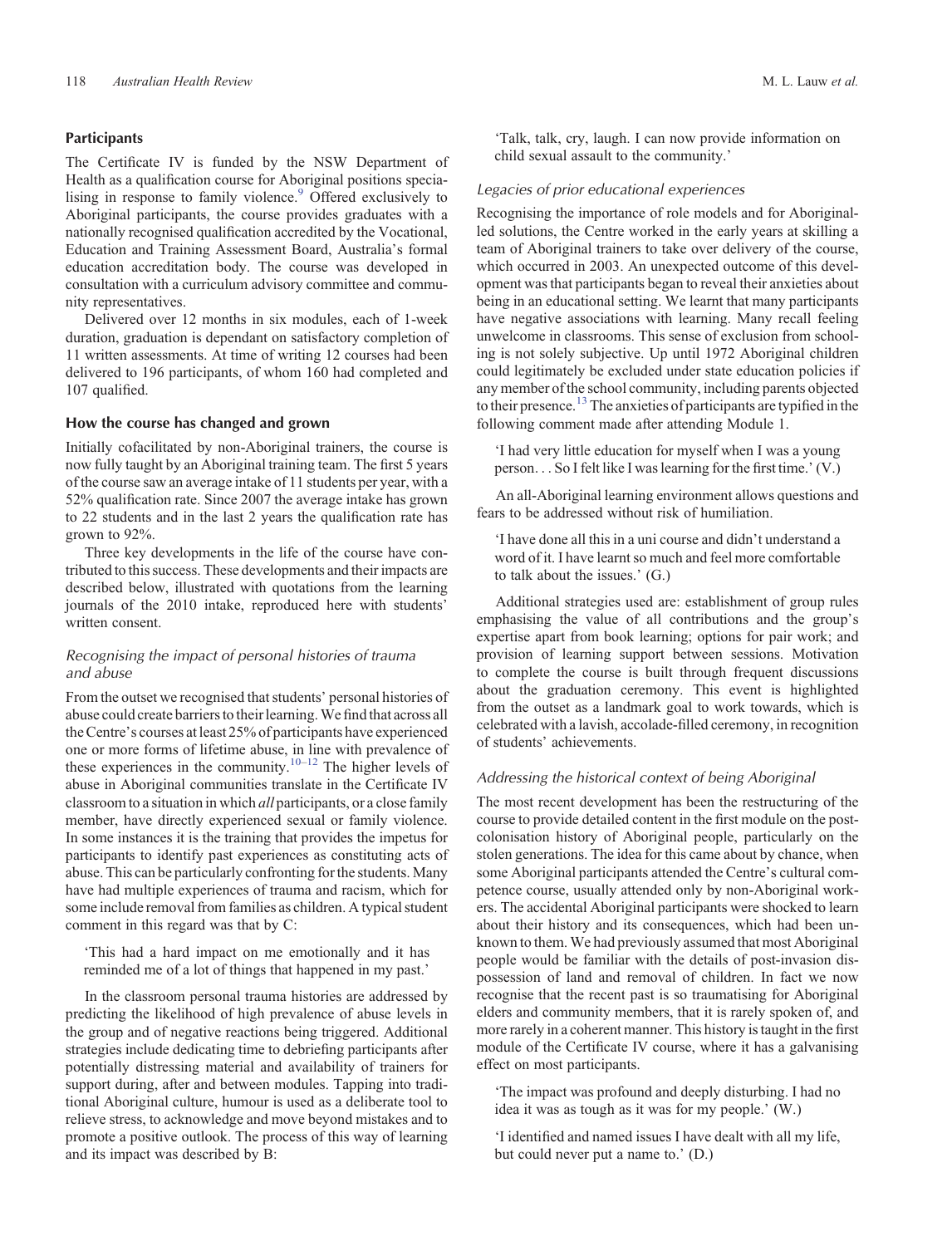## Participants

The Certificate IV is funded by the NSW Department of Health as a qualification course for Aboriginal positions specialising in response to family violence.[9] Offered exclusively to Aboriginal participants, the course provides graduates with a nationally recognised qualification accredited by the Vocational, Education and Training Assessment Board, Australia's formal education accreditation body. The course was developed in consultation with a curriculum advisory committee and community representatives.

Delivered over 12 months in six modules, each of 1-week duration, graduation is dependant on satisfactory completion of 11 written assessments. At time of writing 12 courses had been delivered to 196 participants, of whom 160 had completed and 107 qualified.

## How the course has changed and grown

Initially cofacilitated by non-Aboriginal trainers, the course is now fully taught by an Aboriginal training team. The first 5 years of the course saw an average intake of 11 students per year, with a 52% qualification rate. Since 2007 the average intake has grown to 22 students and in the last 2 years the qualification rate has grown to 92%.

Three key developments in the life of the course have contributed to this success. These developments and their impacts are described below, illustrated with quotations from the learning journals of the 2010 intake, reproduced here with students' written consent.

### *Recognising the impact of personal histories of trauma and abuse*

From the outset we recognised that students' personal histories of abuse could create barriers to their learning. We find that across all the Centre's courses at least 25% of participants have experienced one or more forms of lifetime abuse, in line with prevalence of these experiences in the community.[10–12] The higher levels of abuse in Aboriginal communities translate in the Certificate IV classroom to a situation in which *all* participants, or a close family member, have directly experienced sexual or family violence. In some instances it is the training that provides the impetus for participants to identify past experiences as constituting acts of abuse. This can be particularly confronting for the students. Many have had multiple experiences of trauma and racism, which for some include removal from families as children. A typical student comment in this regard was that by C:

> 'This had a hard impact on me emotionally and it has reminded me of a lot of things that happened in my past.'

In the classroom personal trauma histories are addressed by predicting the likelihood of high prevalence of abuse levels in the group and of negative reactions being triggered. Additional strategies include dedicating time to debriefing participants after potentially distressing material and availability of trainers for support during, after and between modules. Tapping into traditional Aboriginal culture, humour is used as a deliberate tool to relieve stress, to acknowledge and move beyond mistakes and to promote a positive outlook. The process of this way of learning and its impact was described by B:

> 'Talk, talk, cry, laugh. I can now provide information on child sexual assault to the community.'

### *Legacies of prior educational experiences*

Recognising the importance of role models and for Aboriginal-led solutions, the Centre worked in the early years at skilling a team of Aboriginal trainers to take over delivery of the course, which occurred in 2003. An unexpected outcome of this development was that participants began to reveal their anxieties about being in an educational setting. We learnt that many participants have negative associations with learning. Many recall feeling unwelcome in classrooms. This sense of exclusion from schooling is not solely subjective. Up until 1972 Aboriginal children could legitimately be excluded under state education policies if any member of the school community, including parents objected to their presence.[13] The anxieties of participants are typified in the following comment made after attending Module 1.

> 'I had very little education for myself when I was a young person. . . So I felt like I was learning for the first time.' (V.)

An all-Aboriginal learning environment allows questions and fears to be addressed without risk of humiliation.

> 'I have done all this in a uni course and didn't understand a word of it. I have learnt so much and feel more comfortable to talk about the issues.' (G.)

Additional strategies used are: establishment of group rules emphasising the value of all contributions and the group's expertise apart from book learning; options for pair work; and provision of learning support between sessions. Motivation to complete the course is built through frequent discussions about the graduation ceremony. This event is highlighted from the outset as a landmark goal to work towards, which is celebrated with a lavish, accolade-filled ceremony, in recognition of students' achievements.

### *Addressing the historical context of being Aboriginal*

The most recent development has been the restructuring of the course to provide detailed content in the first module on the post-colonisation history of Aboriginal people, particularly on the stolen generations. The idea for this came about by chance, when some Aboriginal participants attended the Centre's cultural competence course, usually attended only by non-Aboriginal workers. The accidental Aboriginal participants were shocked to learn about their history and its consequences, which had been unknown to them. We had previously assumed that most Aboriginal people would be familiar with the details of post-invasion dispossession of land and removal of children. In fact we now recognise that the recent past is so traumatising for Aboriginal elders and community members, that it is rarely spoken of, and more rarely in a coherent manner. This history is taught in the first module of the Certificate IV course, where it has a galvanising effect on most participants.

> 'The impact was profound and deeply disturbing. I had no idea it was as tough as it was for my people.' (W.)

> 'I identified and named issues I have dealt with all my life, but could never put a name to.' (D.)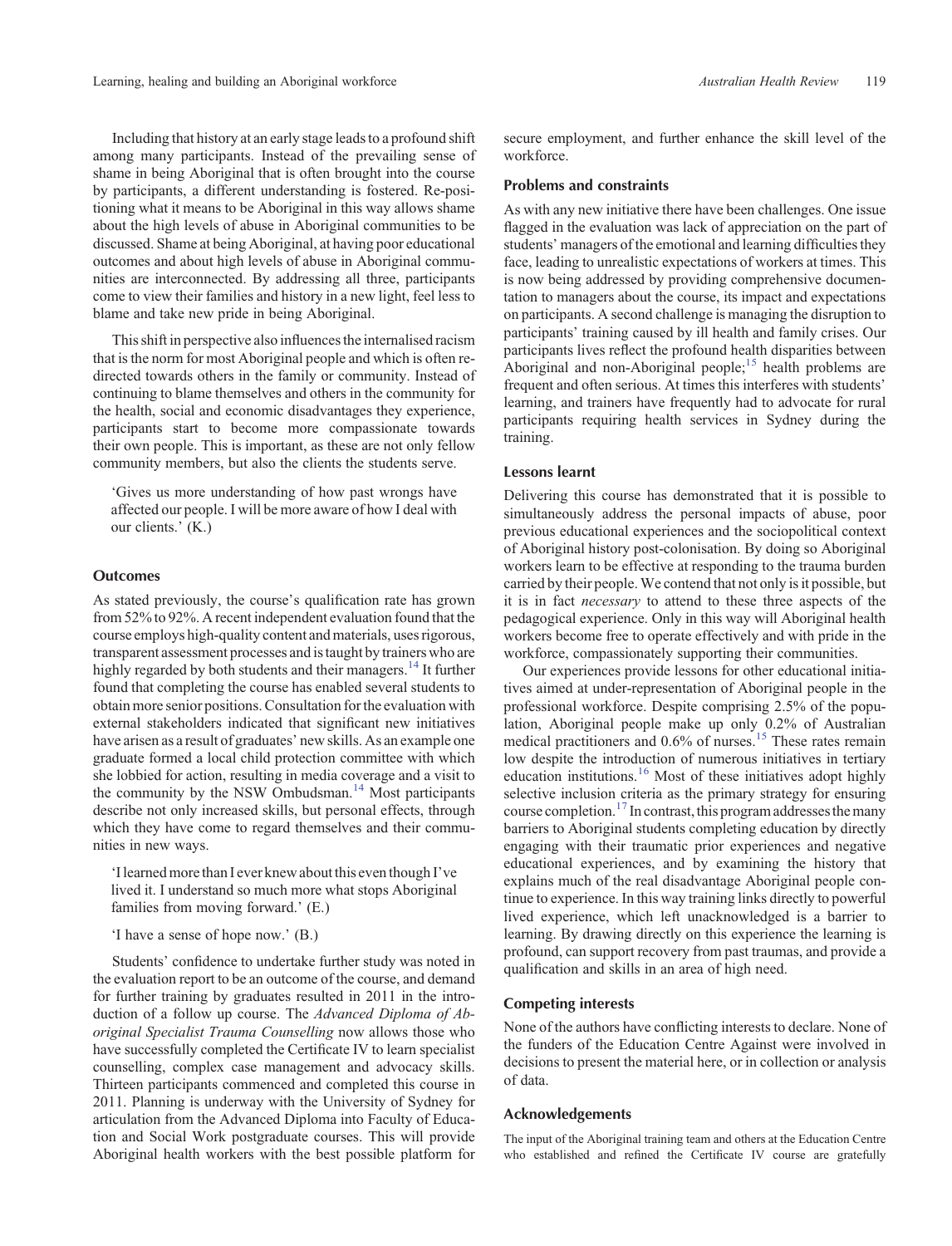Including that history at an early stage leads to a profound shift among many participants. Instead of the prevailing sense of shame in being Aboriginal that is often brought into the course by participants, a different understanding is fostered. Re-positioning what it means to be Aboriginal in this way allows shame about the high levels of abuse in Aboriginal communities to be discussed. Shame at being Aboriginal, at having poor educational outcomes and about high levels of abuse in Aboriginal communities are interconnected. By addressing all three, participants come to view their families and history in a new light, feel less to blame and take new pride in being Aboriginal.

This shift in perspective also influences the internalised racism that is the norm for most Aboriginal people and which is often re-directed towards others in the family or community. Instead of continuing to blame themselves and others in the community for the health, social and economic disadvantages they experience, participants start to become more compassionate towards their own people. This is important, as these are not only fellow community members, but also the clients the students serve.

> 'Gives us more understanding of how past wrongs have affected our people. I will be more aware of how I deal with our clients.' (K.)

## Outcomes

As stated previously, the course's qualification rate has grown from 52% to 92%. A recent independent evaluation found that the course employs high-quality content and materials, uses rigorous, transparent assessment processes and is taught by trainers who are highly regarded by both students and their managers.[14] It further found that completing the course has enabled several students to obtain more senior positions. Consultation for the evaluation with external stakeholders indicated that significant new initiatives have arisen as a result of graduates' new skills. As an example one graduate formed a local child protection committee with which she lobbied for action, resulting in media coverage and a visit to the community by the NSW Ombudsman.[14] Most participants describe not only increased skills, but personal effects, through which they have come to regard themselves and their communities in new ways.

> 'I learned more than I ever knew about this even though I've lived it. I understand so much more what stops Aboriginal families from moving forward.' (E.)

> 'I have a sense of hope now.' (B.)

Students' confidence to undertake further study was noted in the evaluation report to be an outcome of the course, and demand for further training by graduates resulted in 2011 in the introduction of a follow up course. The *Advanced Diploma of Aboriginal Specialist Trauma Counselling* now allows those who have successfully completed the Certificate IV to learn specialist counselling, complex case management and advocacy skills. Thirteen participants commenced and completed this course in 2011. Planning is underway with the University of Sydney for articulation from the Advanced Diploma into Faculty of Education and Social Work postgraduate courses. This will provide Aboriginal health workers with the best possible platform for secure employment, and further enhance the skill level of the workforce.

## Problems and constraints

As with any new initiative there have been challenges. One issue flagged in the evaluation was lack of appreciation on the part of students' managers of the emotional and learning difficulties they face, leading to unrealistic expectations of workers at times. This is now being addressed by providing comprehensive documentation to managers about the course, its impact and expectations on participants. A second challenge is managing the disruption to participants' training caused by ill health and family crises. Our participants lives reflect the profound health disparities between Aboriginal and non-Aboriginal people;[15] health problems are frequent and often serious. At times this interferes with students' learning, and trainers have frequently had to advocate for rural participants requiring health services in Sydney during the training.

## Lessons learnt

Delivering this course has demonstrated that it is possible to simultaneously address the personal impacts of abuse, poor previous educational experiences and the sociopolitical context of Aboriginal history post-colonisation. By doing so Aboriginal workers learn to be effective at responding to the trauma burden carried by their people. We contend that not only is it possible, but it is in fact *necessary* to attend to these three aspects of the pedagogical experience. Only in this way will Aboriginal health workers become free to operate effectively and with pride in the workforce, compassionately supporting their communities.

Our experiences provide lessons for other educational initiatives aimed at under-representation of Aboriginal people in the professional workforce. Despite comprising 2.5% of the population, Aboriginal people make up only 0.2% of Australian medical practitioners and 0.6% of nurses.[15] These rates remain low despite the introduction of numerous initiatives in tertiary education institutions.[16] Most of these initiatives adopt highly selective inclusion criteria as the primary strategy for ensuring course completion.[17] In contrast, this program addresses the many barriers to Aboriginal students completing education by directly engaging with their traumatic prior experiences and negative educational experiences, and by examining the history that explains much of the real disadvantage Aboriginal people continue to experience. In this way training links directly to powerful lived experience, which left unacknowledged is a barrier to learning. By drawing directly on this experience the learning is profound, can support recovery from past traumas, and provide a qualification and skills in an area of high need.

## Competing interests

None of the authors have conflicting interests to declare. None of the funders of the Education Centre Against were involved in decisions to present the material here, or in collection or analysis of data.

## Acknowledgements

The input of the Aboriginal training team and others at the Education Centre who established and refined the Certificate IV course are gratefully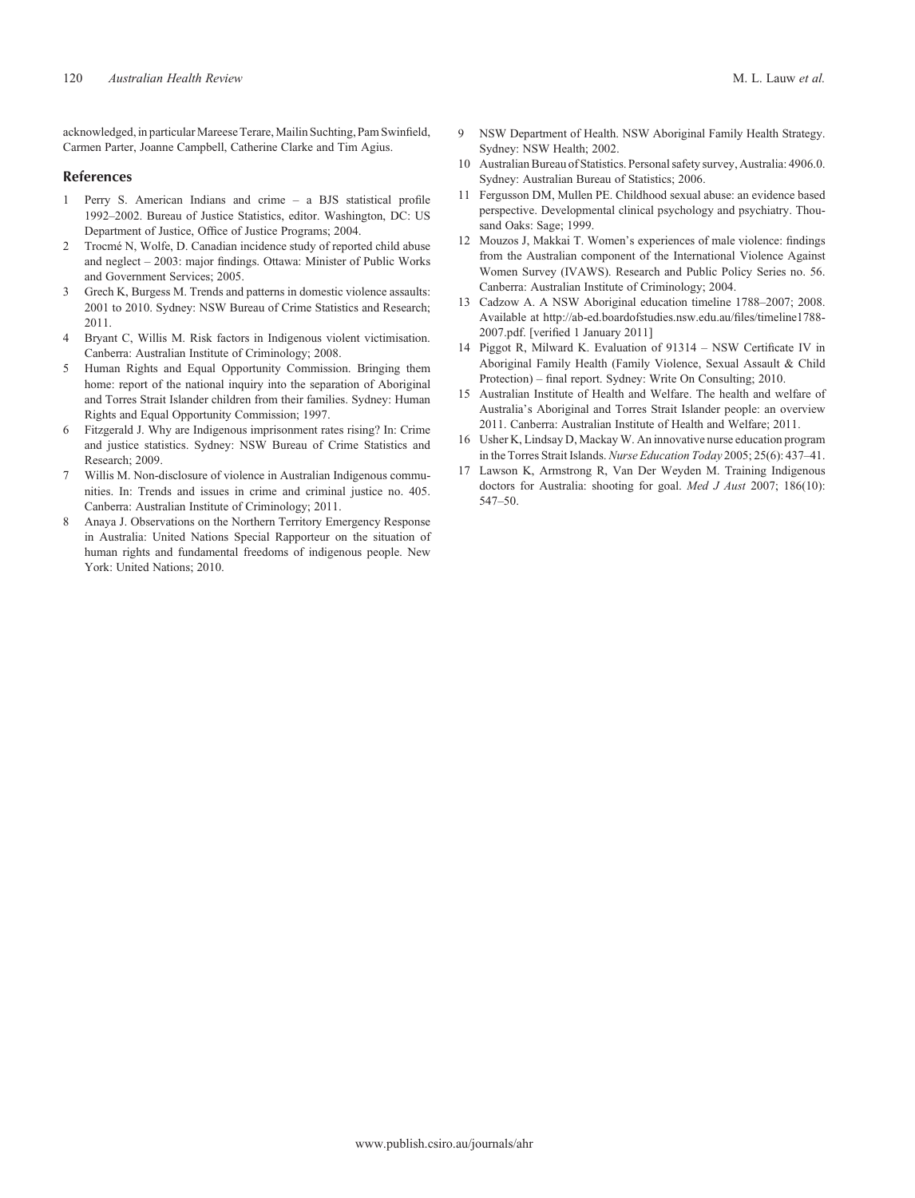acknowledged, in particular Mareese Terare, Mailin Suchting, Pam Swinfield, Carmen Parter, Joanne Campbell, Catherine Clarke and Tim Agius.

## References

1. Perry S. American Indians and crime – a BJS statistical profile 1992–2002. Bureau of Justice Statistics, editor. Washington, DC: US Department of Justice, Office of Justice Programs; 2004.
2. Trocmé N, Wolfe, D. Canadian incidence study of reported child abuse and neglect – 2003: major findings. Ottawa: Minister of Public Works and Government Services; 2005.
3. Grech K, Burgess M. Trends and patterns in domestic violence assaults: 2001 to 2010. Sydney: NSW Bureau of Crime Statistics and Research; 2011.
4. Bryant C, Willis M. Risk factors in Indigenous violent victimisation. Canberra: Australian Institute of Criminology; 2008.
5. Human Rights and Equal Opportunity Commission. Bringing them home: report of the national inquiry into the separation of Aboriginal and Torres Strait Islander children from their families. Sydney: Human Rights and Equal Opportunity Commission; 1997.
6. Fitzgerald J. Why are Indigenous imprisonment rates rising? In: Crime and justice statistics. Sydney: NSW Bureau of Crime Statistics and Research; 2009.
7. Willis M. Non-disclosure of violence in Australian Indigenous communities. In: Trends and issues in crime and criminal justice no. 405. Canberra: Australian Institute of Criminology; 2011.
8. Anaya J. Observations on the Northern Territory Emergency Response in Australia: United Nations Special Rapporteur on the situation of human rights and fundamental freedoms of indigenous people. New York: United Nations; 2010.
9. NSW Department of Health. NSW Aboriginal Family Health Strategy. Sydney: NSW Health; 2002.
10. Australian Bureau of Statistics. Personal safety survey, Australia: 4906.0. Sydney: Australian Bureau of Statistics; 2006.
11. Fergusson DM, Mullen PE. Childhood sexual abuse: an evidence based perspective. Developmental clinical psychology and psychiatry. Thousand Oaks: Sage; 1999.
12. Mouzos J, Makkai T. Women's experiences of male violence: findings from the Australian component of the International Violence Against Women Survey (IVAWS). Research and Public Policy Series no. 56. Canberra: Australian Institute of Criminology; 2004.
13. Cadzow A. A NSW Aboriginal education timeline 1788–2007; 2008. Available at http://ab-ed.boardofstudies.nsw.edu.au/files/timeline1788-2007.pdf. [verified 1 January 2011]
14. Piggot R, Milward K. Evaluation of 91314 – NSW Certificate IV in Aboriginal Family Health (Family Violence, Sexual Assault & Child Protection) – final report. Sydney: Write On Consulting; 2010.
15. Australian Institute of Health and Welfare. The health and welfare of Australia's Aboriginal and Torres Strait Islander people: an overview 2011. Canberra: Australian Institute of Health and Welfare; 2011.
16. Usher K, Lindsay D, Mackay W. An innovative nurse education program in the Torres Strait Islands. *Nurse Education Today* 2005; 25(6): 437–41.
17. Lawson K, Armstrong R, Van Der Weyden M. Training Indigenous doctors for Australia: shooting for goal. *Med J Aust* 2007; 186(10): 547–50.